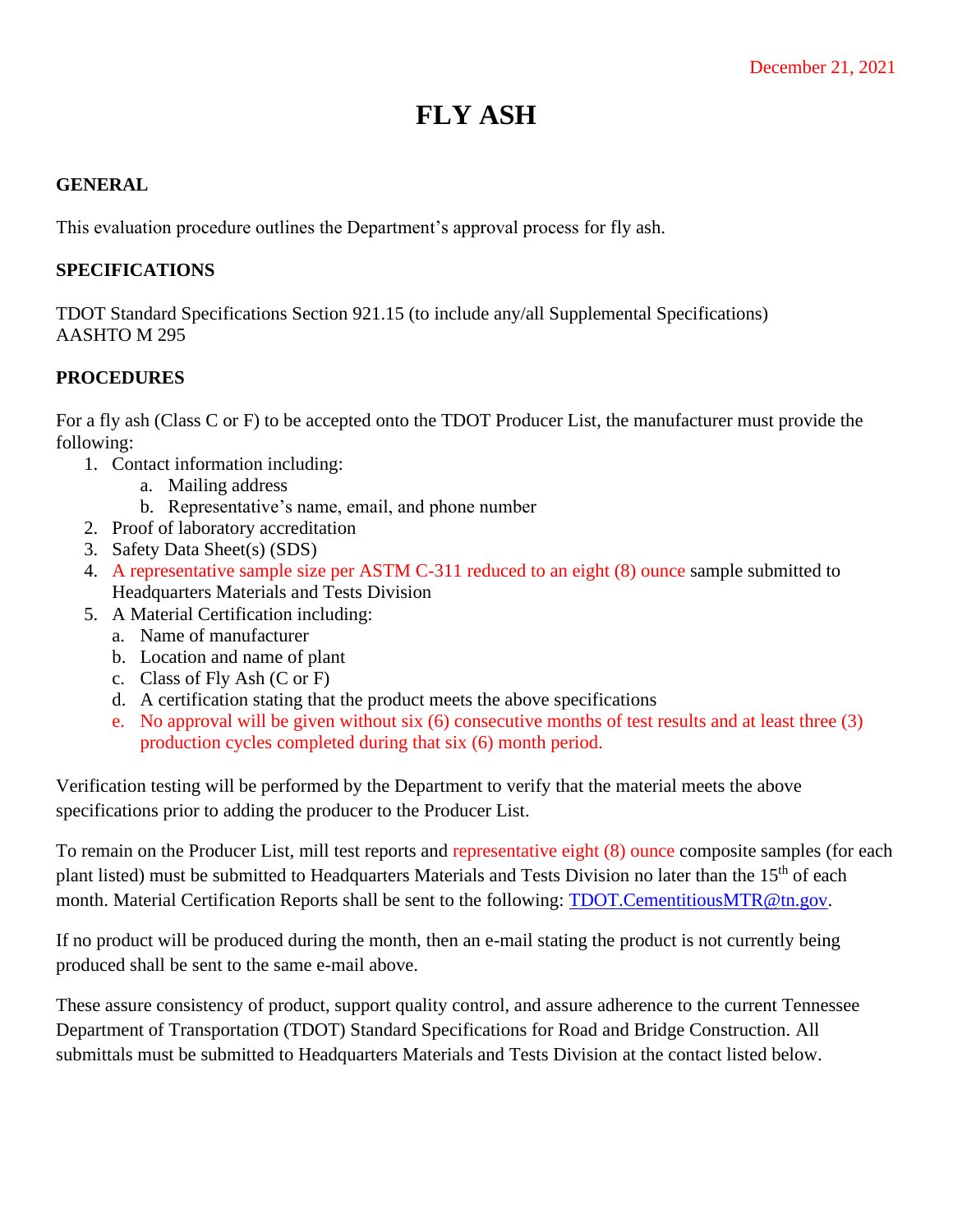December 21, 2021

# FLY ASH

## GENERAL

This evaluation procedure outlines the Department's approval process for fly ash.

## SPECIFICATIONS

TDOT Standard Specifications Section 921.15 (to include any/all Supplemental Specifications)
AASHTO M 295

## PROCEDURES

For a fly ash (Class C or F) to be accepted onto the TDOT Producer List, the manufacturer must provide the following:

1. Contact information including:
   a. Mailing address
   b. Representative's name, email, and phone number
2. Proof of laboratory accreditation
3. Safety Data Sheet(s) (SDS)
4. A representative sample size per ASTM C-311 reduced to an eight (8) ounce sample submitted to Headquarters Materials and Tests Division
5. A Material Certification including:
   a. Name of manufacturer
   b. Location and name of plant
   c. Class of Fly Ash (C or F)
   d. A certification stating that the product meets the above specifications
   e. No approval will be given without six (6) consecutive months of test results and at least three (3) production cycles completed during that six (6) month period.

Verification testing will be performed by the Department to verify that the material meets the above specifications prior to adding the producer to the Producer List.

To remain on the Producer List, mill test reports and representative eight (8) ounce composite samples (for each plant listed) must be submitted to Headquarters Materials and Tests Division no later than the 15th of each month. Material Certification Reports shall be sent to the following: TDOT.CementitiousMTR@tn.gov.

If no product will be produced during the month, then an e-mail stating the product is not currently being produced shall be sent to the same e-mail above.

These assure consistency of product, support quality control, and assure adherence to the current Tennessee Department of Transportation (TDOT) Standard Specifications for Road and Bridge Construction. All submittals must be submitted to Headquarters Materials and Tests Division at the contact listed below.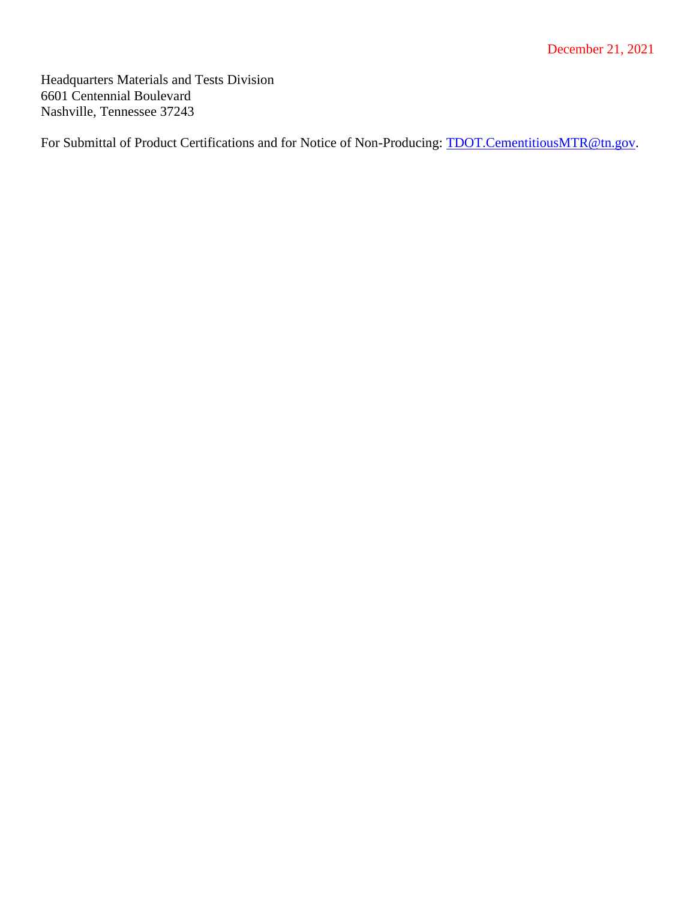December 21, 2021

Headquarters Materials and Tests Division
6601 Centennial Boulevard
Nashville, Tennessee 37243

For Submittal of Product Certifications and for Notice of Non-Producing: TDOT.CementitiousMTR@tn.gov.